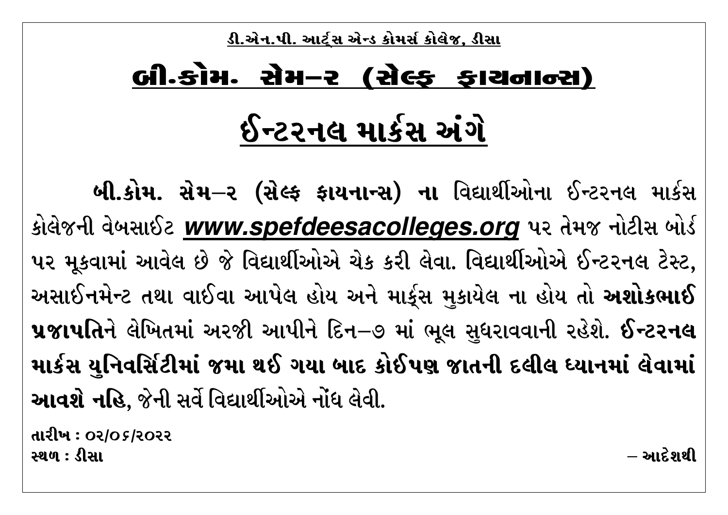<u>ડી.એન.પી. આર્ટ્સ એન્ડ કોમર્સ કોલેજ, ડીસા</u>

# <u>બી.કોમ. સેમ–૨ (સેલ્ફ ફાયનાન્સ)</u>

# <u>ઈન્ટરનલ માર્કસ અંગે</u>

**બી.કોમ. સેમ–૨ (સેલ્ફ ફાયનાન્સ) ના** વિદ્યાર્થીઓના ઈન્ટરનલ માર્કસ કોલેજની વેબસાઈટ ***<u>www.spefdeesacolleges.org</u>*** પર તેમજ નોટીસ બોર્ડ પર મૂકવામાં આવેલ છે જે વિદ્યાર્થીઓએ ચેક કરી લેવા. વિદ્યાર્થીઓએ ઈન્ટરનલ ટેસ્ટ, અસાઈનમેન્ટ તથા વાઈવા આપેલ હોય અને માર્ક્સ મુકાયેલ ના હોય તો **અશોકભાઈ પ્રજાપતિ**ને લેખિતમાં અરજી આપીને દિન–૭ માં ભૂલ સુધરાવવાની રહેશે. **ઈન્ટરનલ માર્કસ યુનિવર્સિટીમાં જમા થઈ ગયા બાદ કોઈપણ જાતની દલીલ ધ્યાનમાં લેવામાં આવશે નહિ**, જેની સર્વે વિદ્યાર્થીઓએ નોંધ લેવી.

**તારીખ : ૦૨/૦૬/૨૦૨૨**
**સ્થળ : ડીસા**

**– આદેશથી**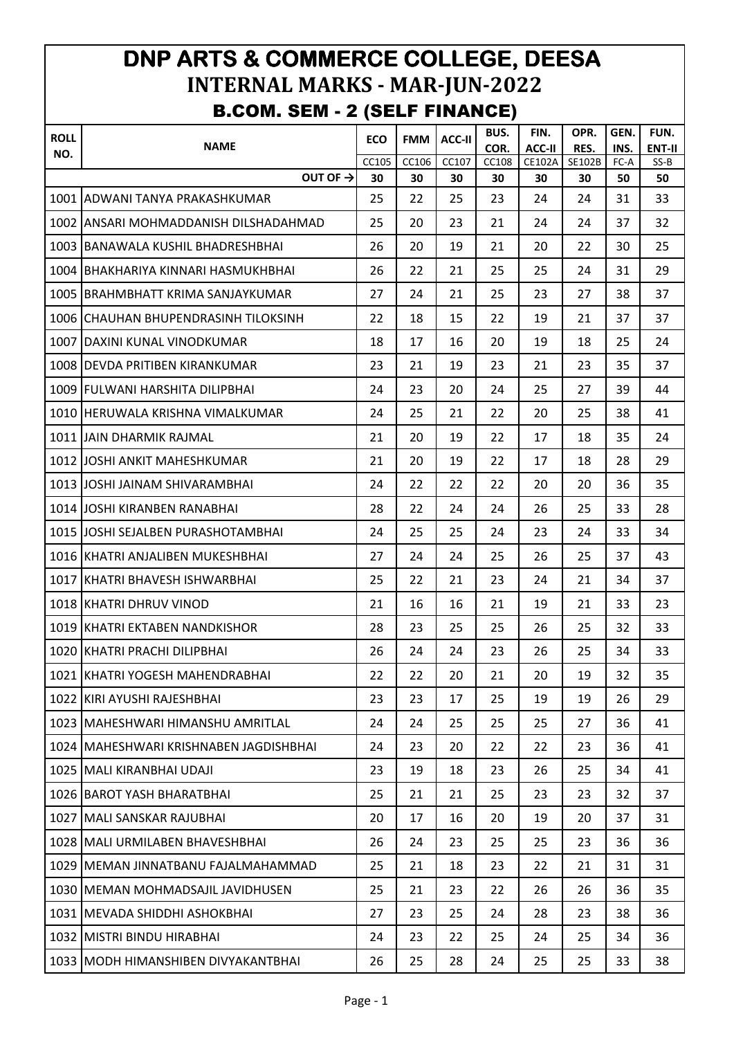# DNP ARTS & COMMERCE COLLEGE, DEESA

## INTERNAL MARKS - MAR-JUN-2022

### B.COM. SEM - 2 (SELF FINANCE)

| ROLL NO. | NAME | ECO | FMM | ACC-II | BUS. COR. | FIN. ACC-II | OPR. RES. | GEN. INS. | FUN. ENT-II |
|---|---|---|---|---|---|---|---|---|---|
| | | CC105 | CC106 | CC107 | CC108 | CE102A | SE102B | FC-A | SS-B |
| | OUT OF → | 30 | 30 | 30 | 30 | 30 | 30 | 50 | 50 |
| 1001 | ADWANI TANYA PRAKASHKUMAR | 25 | 22 | 25 | 23 | 24 | 24 | 31 | 33 |
| 1002 | ANSARI MOHMADDANISH DILSHADAHMAD | 25 | 20 | 23 | 21 | 24 | 24 | 37 | 32 |
| 1003 | BANAWALA KUSHIL BHADRESHBHAI | 26 | 20 | 19 | 21 | 20 | 22 | 30 | 25 |
| 1004 | BHAKHARIYA KINNARI HASMUKHBHAI | 26 | 22 | 21 | 25 | 25 | 24 | 31 | 29 |
| 1005 | BRAHMBHATT KRIMA SANJAYKUMAR | 27 | 24 | 21 | 25 | 23 | 27 | 38 | 37 |
| 1006 | CHAUHAN BHUPENDRASINH TILOKSINH | 22 | 18 | 15 | 22 | 19 | 21 | 37 | 37 |
| 1007 | DAXINI KUNAL VINODKUMAR | 18 | 17 | 16 | 20 | 19 | 18 | 25 | 24 |
| 1008 | DEVDA PRITIBEN KIRANKUMAR | 23 | 21 | 19 | 23 | 21 | 23 | 35 | 37 |
| 1009 | FULWANI HARSHITA DILIPBHAI | 24 | 23 | 20 | 24 | 25 | 27 | 39 | 44 |
| 1010 | HERUWALA KRISHNA VIMALKUMAR | 24 | 25 | 21 | 22 | 20 | 25 | 38 | 41 |
| 1011 | JAIN DHARMIK RAJMAL | 21 | 20 | 19 | 22 | 17 | 18 | 35 | 24 |
| 1012 | JOSHI ANKIT MAHESHKUMAR | 21 | 20 | 19 | 22 | 17 | 18 | 28 | 29 |
| 1013 | JOSHI JAINAM SHIVARAMBHAI | 24 | 22 | 22 | 22 | 20 | 20 | 36 | 35 |
| 1014 | JOSHI KIRANBEN RANABHAI | 28 | 22 | 24 | 24 | 26 | 25 | 33 | 28 |
| 1015 | JOSHI SEJALBEN PURASHOTAMBHAI | 24 | 25 | 25 | 24 | 23 | 24 | 33 | 34 |
| 1016 | KHATRI ANJALIBEN MUKESHBHAI | 27 | 24 | 24 | 25 | 26 | 25 | 37 | 43 |
| 1017 | KHATRI BHAVESH ISHWARBHAI | 25 | 22 | 21 | 23 | 24 | 21 | 34 | 37 |
| 1018 | KHATRI DHRUV VINOD | 21 | 16 | 16 | 21 | 19 | 21 | 33 | 23 |
| 1019 | KHATRI EKTABEN NANDKISHOR | 28 | 23 | 25 | 25 | 26 | 25 | 32 | 33 |
| 1020 | KHATRI PRACHI DILIPBHAI | 26 | 24 | 24 | 23 | 26 | 25 | 34 | 33 |
| 1021 | KHATRI YOGESH MAHENDRABHAI | 22 | 22 | 20 | 21 | 20 | 19 | 32 | 35 |
| 1022 | KIRI AYUSHI RAJESHBHAI | 23 | 23 | 17 | 25 | 19 | 19 | 26 | 29 |
| 1023 | MAHESHWARI HIMANSHU AMRITLAL | 24 | 24 | 25 | 25 | 25 | 27 | 36 | 41 |
| 1024 | MAHESHWARI KRISHNABEN JAGDISHBHAI | 24 | 23 | 20 | 22 | 22 | 23 | 36 | 41 |
| 1025 | MALI KIRANBHAI UDAJI | 23 | 19 | 18 | 23 | 26 | 25 | 34 | 41 |
| 1026 | BAROT YASH BHARATBHAI | 25 | 21 | 21 | 25 | 23 | 23 | 32 | 37 |
| 1027 | MALI SANSKAR RAJUBHAI | 20 | 17 | 16 | 20 | 19 | 20 | 37 | 31 |
| 1028 | MALI URMILABEN BHAVESHBHAI | 26 | 24 | 23 | 25 | 25 | 23 | 36 | 36 |
| 1029 | MEMAN JINNATBANU FAJALMAHAMMAD | 25 | 21 | 18 | 23 | 22 | 21 | 31 | 31 |
| 1030 | MEMAN MOHMADSAJIL JAVIDHUSEN | 25 | 21 | 23 | 22 | 26 | 26 | 36 | 35 |
| 1031 | MEVADA SHIDDHI ASHOKBHAI | 27 | 23 | 25 | 24 | 28 | 23 | 38 | 36 |
| 1032 | MISTRI BINDU HIRABHAI | 24 | 23 | 22 | 25 | 24 | 25 | 34 | 36 |
| 1033 | MODH HIMANSHIBEN DIVYAKANTBHAI | 26 | 25 | 28 | 24 | 25 | 25 | 33 | 38 |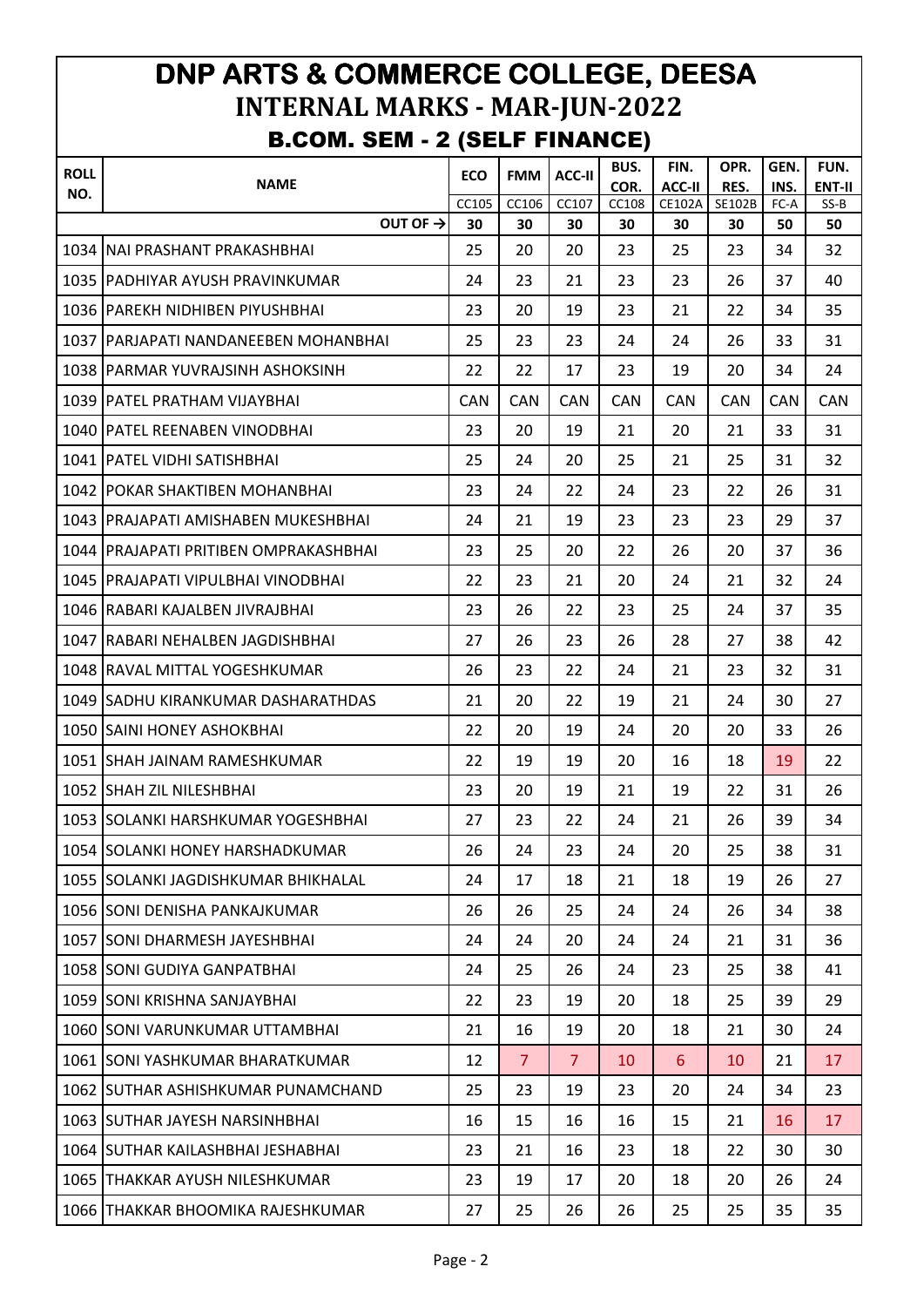# DNP ARTS & COMMERCE COLLEGE, DEESA

## INTERNAL MARKS - MAR-JUN-2022

### B.COM. SEM - 2 (SELF FINANCE)

| ROLL NO. | NAME | ECO | FMM | ACC-II | BUS. COR. | FIN. ACC-II | OPR. RES. | GEN. INS. | FUN. ENT-II |
|---|---|---|---|---|---|---|---|---|---|
| | | CC105 | CC106 | CC107 | CC108 | CE102A | SE102B | FC-A | SS-B |
| | OUT OF → | 30 | 30 | 30 | 30 | 30 | 30 | 50 | 50 |
| 1034 | NAI PRASHANT PRAKASHBHAI | 25 | 20 | 20 | 23 | 25 | 23 | 34 | 32 |
| 1035 | PADHIYAR AYUSH PRAVINKUMAR | 24 | 23 | 21 | 23 | 23 | 26 | 37 | 40 |
| 1036 | PAREKH NIDHIBEN PIYUSHBHAI | 23 | 20 | 19 | 23 | 21 | 22 | 34 | 35 |
| 1037 | PARJAPATI NANDANEEBEN MOHANBHAI | 25 | 23 | 23 | 24 | 24 | 26 | 33 | 31 |
| 1038 | PARMAR YUVRAJSINH ASHOKSINH | 22 | 22 | 17 | 23 | 19 | 20 | 34 | 24 |
| 1039 | PATEL PRATHAM VIJAYBHAI | CAN | CAN | CAN | CAN | CAN | CAN | CAN | CAN |
| 1040 | PATEL REENABEN VINODBHAI | 23 | 20 | 19 | 21 | 20 | 21 | 33 | 31 |
| 1041 | PATEL VIDHI SATISHBHAI | 25 | 24 | 20 | 25 | 21 | 25 | 31 | 32 |
| 1042 | POKAR SHAKTIBEN MOHANBHAI | 23 | 24 | 22 | 24 | 23 | 22 | 26 | 31 |
| 1043 | PRAJAPATI AMISHABEN MUKESHBHAI | 24 | 21 | 19 | 23 | 23 | 23 | 29 | 37 |
| 1044 | PRAJAPATI PRITIBEN OMPRAKASHBHAI | 23 | 25 | 20 | 22 | 26 | 20 | 37 | 36 |
| 1045 | PRAJAPATI VIPULBHAI VINODBHAI | 22 | 23 | 21 | 20 | 24 | 21 | 32 | 24 |
| 1046 | RABARI KAJALBEN JIVRAJBHAI | 23 | 26 | 22 | 23 | 25 | 24 | 37 | 35 |
| 1047 | RABARI NEHALBEN JAGDISHBHAI | 27 | 26 | 23 | 26 | 28 | 27 | 38 | 42 |
| 1048 | RAVAL MITTAL YOGESHKUMAR | 26 | 23 | 22 | 24 | 21 | 23 | 32 | 31 |
| 1049 | SADHU KIRANKUMAR DASHARATHDAS | 21 | 20 | 22 | 19 | 21 | 24 | 30 | 27 |
| 1050 | SAINI HONEY ASHOKBHAI | 22 | 20 | 19 | 24 | 20 | 20 | 33 | 26 |
| 1051 | SHAH JAINAM RAMESHKUMAR | 22 | 19 | 19 | 20 | 16 | 18 | 19 | 22 |
| 1052 | SHAH ZIL NILESHBHAI | 23 | 20 | 19 | 21 | 19 | 22 | 31 | 26 |
| 1053 | SOLANKI HARSHKUMAR YOGESHBHAI | 27 | 23 | 22 | 24 | 21 | 26 | 39 | 34 |
| 1054 | SOLANKI HONEY HARSHADKUMAR | 26 | 24 | 23 | 24 | 20 | 25 | 38 | 31 |
| 1055 | SOLANKI JAGDISHKUMAR BHIKHALAL | 24 | 17 | 18 | 21 | 18 | 19 | 26 | 27 |
| 1056 | SONI DENISHA PANKAJKUMAR | 26 | 26 | 25 | 24 | 24 | 26 | 34 | 38 |
| 1057 | SONI DHARMESH JAYESHBHAI | 24 | 24 | 20 | 24 | 24 | 21 | 31 | 36 |
| 1058 | SONI GUDIYA GANPATBHAI | 24 | 25 | 26 | 24 | 23 | 25 | 38 | 41 |
| 1059 | SONI KRISHNA SANJAYBHAI | 22 | 23 | 19 | 20 | 18 | 25 | 39 | 29 |
| 1060 | SONI VARUNKUMAR UTTAMBHAI | 21 | 16 | 19 | 20 | 18 | 21 | 30 | 24 |
| 1061 | SONI YASHKUMAR BHARATKUMAR | 12 | 7 | 7 | 10 | 6 | 10 | 21 | 17 |
| 1062 | SUTHAR ASHISHKUMAR PUNAMCHAND | 25 | 23 | 19 | 23 | 20 | 24 | 34 | 23 |
| 1063 | SUTHAR JAYESH NARSINHBHAI | 16 | 15 | 16 | 16 | 15 | 21 | 16 | 17 |
| 1064 | SUTHAR KAILASHBHAI JESHABHAI | 23 | 21 | 16 | 23 | 18 | 22 | 30 | 30 |
| 1065 | THAKKAR AYUSH NILESHKUMAR | 23 | 19 | 17 | 20 | 18 | 20 | 26 | 24 |
| 1066 | THAKKAR BHOOMIKA RAJESHKUMAR | 27 | 25 | 26 | 26 | 25 | 25 | 35 | 35 |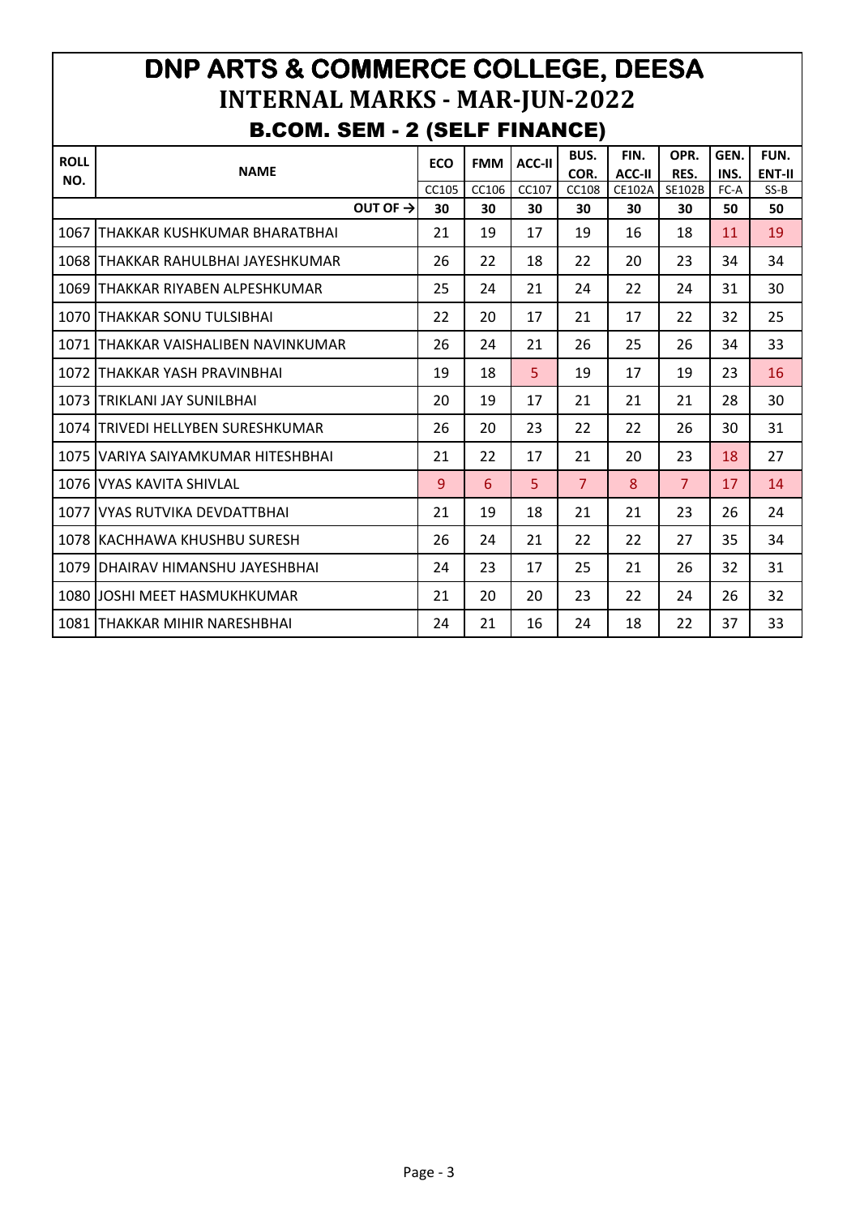# DNP ARTS & COMMERCE COLLEGE, DEESA

## INTERNAL MARKS - MAR-JUN-2022

### B.COM. SEM - 2 (SELF FINANCE)

| ROLL NO. | NAME | ECO | FMM | ACC-II | BUS. COR. | FIN. ACC-II | OPR. RES. | GEN. INS. | FUN. ENT-II |
|---|---|---|---|---|---|---|---|---|---|
| | | CC105 | CC106 | CC107 | CC108 | CE102A | SE102B | FC-A | SS-B |
| | OUT OF → | 30 | 30 | 30 | 30 | 30 | 30 | 50 | 50 |
| 1067 | THAKKAR KUSHKUMAR BHARATBHAI | 21 | 19 | 17 | 19 | 16 | 18 | 11 | 19 |
| 1068 | THAKKAR RAHULBHAI JAYESHKUMAR | 26 | 22 | 18 | 22 | 20 | 23 | 34 | 34 |
| 1069 | THAKKAR RIYABEN ALPESHKUMAR | 25 | 24 | 21 | 24 | 22 | 24 | 31 | 30 |
| 1070 | THAKKAR SONU TULSIBHAI | 22 | 20 | 17 | 21 | 17 | 22 | 32 | 25 |
| 1071 | THAKKAR VAISHALIBEN NAVINKUMAR | 26 | 24 | 21 | 26 | 25 | 26 | 34 | 33 |
| 1072 | THAKKAR YASH PRAVINBHAI | 19 | 18 | 5 | 19 | 17 | 19 | 23 | 16 |
| 1073 | TRIKLANI JAY SUNILBHAI | 20 | 19 | 17 | 21 | 21 | 21 | 28 | 30 |
| 1074 | TRIVEDI HELLYBEN SURESHKUMAR | 26 | 20 | 23 | 22 | 22 | 26 | 30 | 31 |
| 1075 | VARIYA SAIYAMKUMAR HITESHBHAI | 21 | 22 | 17 | 21 | 20 | 23 | 18 | 27 |
| 1076 | VYAS KAVITA SHIVLAL | 9 | 6 | 5 | 7 | 8 | 7 | 17 | 14 |
| 1077 | VYAS RUTVIKA DEVDATTBHAI | 21 | 19 | 18 | 21 | 21 | 23 | 26 | 24 |
| 1078 | KACHHAWA KHUSHBU SURESH | 26 | 24 | 21 | 22 | 22 | 27 | 35 | 34 |
| 1079 | DHAIRAV HIMANSHU JAYESHBHAI | 24 | 23 | 17 | 25 | 21 | 26 | 32 | 31 |
| 1080 | JOSHI MEET HASMUKHKUMAR | 21 | 20 | 20 | 23 | 22 | 24 | 26 | 32 |
| 1081 | THAKKAR MIHIR NARESHBHAI | 24 | 21 | 16 | 24 | 18 | 22 | 37 | 33 |